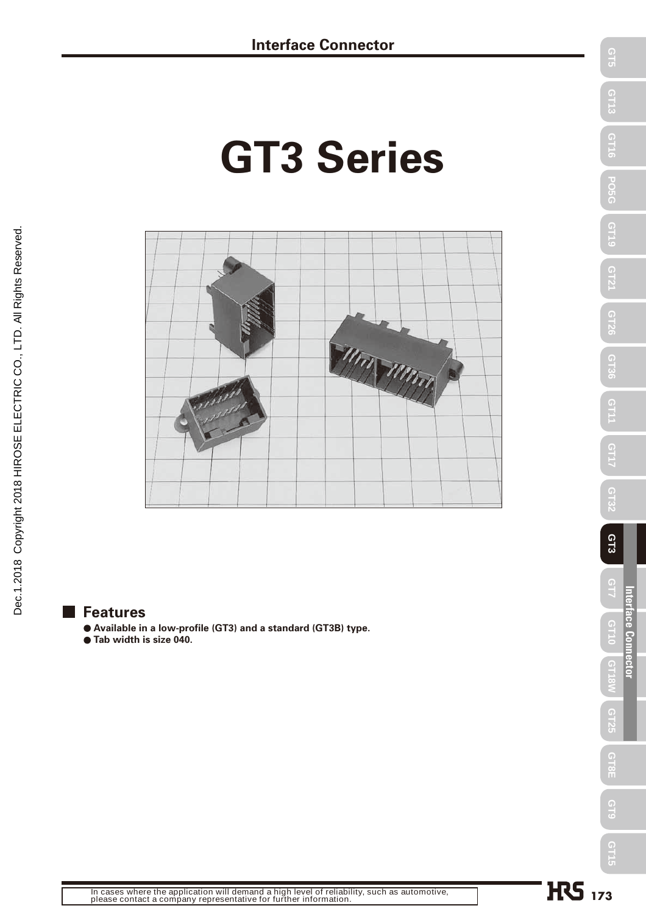# GT3 Series

## Features

- Available in a low-profile (GT3) and a standard (GT3B) type.
- Tab width is size 040.

In cases where the application will demand a high level of reliability, such as automotive, please contact a company representative for further information.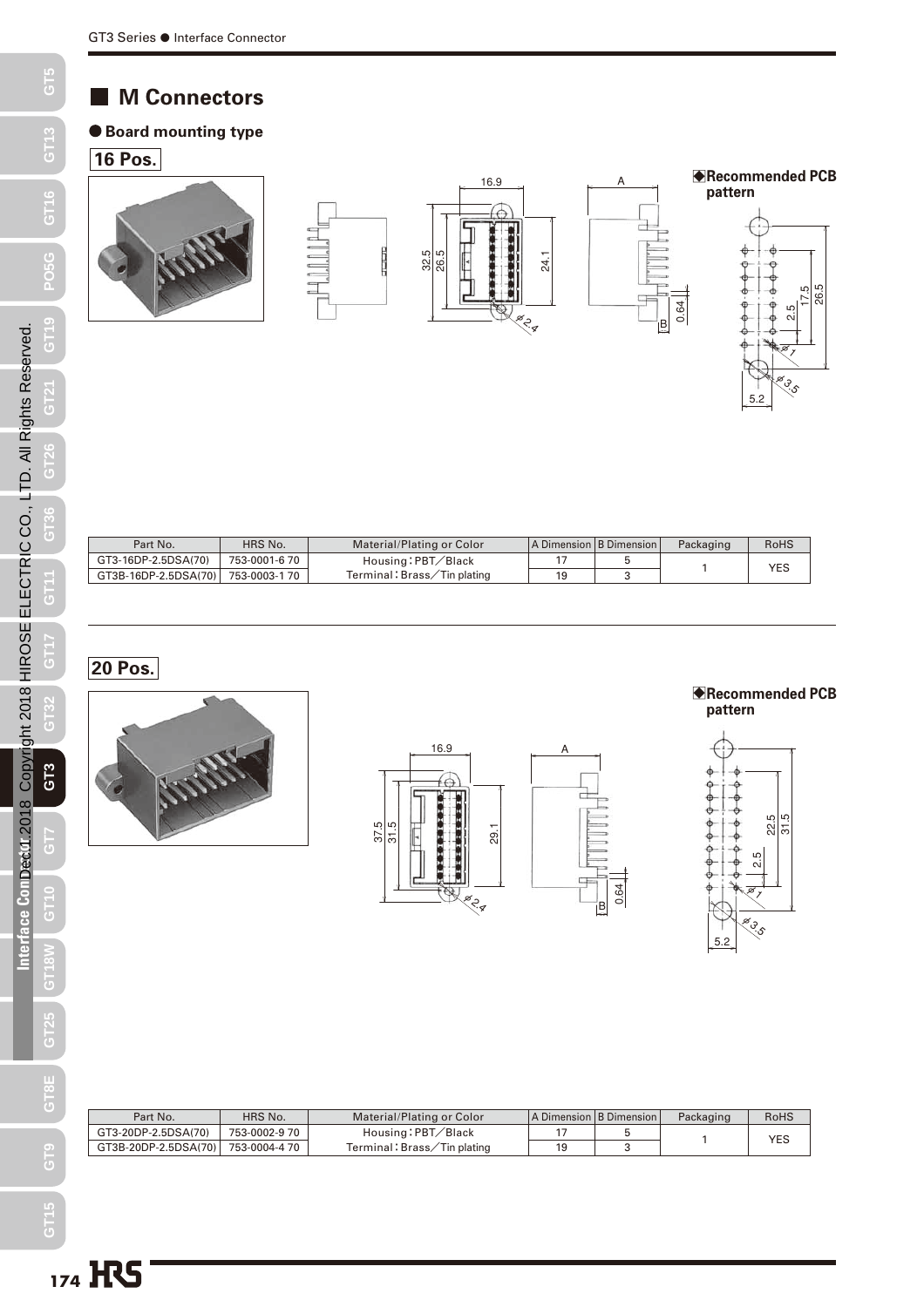## ■ M Connectors

### ● Board mounting type

**16 Pos.**

◆**Recommended PCB pattern**

| Part No. | HRS No. | Material/Plating or Color | A Dimension | B Dimension | Packaging | RoHS |
|---|---|---|---|---|---|---|
| GT3-16DP-2.5DSA(70) | 753-0001-6 70 | Housing：PBT／Black | 17 | 5 | 1 | YES |
| GT3B-16DP-2.5DSA(70) | 753-0003-1 70 | Terminal：Brass／Tin plating | 19 | 3 | | |

**20 Pos.**

◆**Recommended PCB pattern**

| Part No. | HRS No. | Material/Plating or Color | A Dimension | B Dimension | Packaging | RoHS |
|---|---|---|---|---|---|---|
| GT3-20DP-2.5DSA(70) | 753-0002-9 70 | Housing：PBT／Black | 17 | 5 | 1 | YES |
| GT3B-20DP-2.5DSA(70) | 753-0004-4 70 | Terminal：Brass／Tin plating | 19 | 3 | | |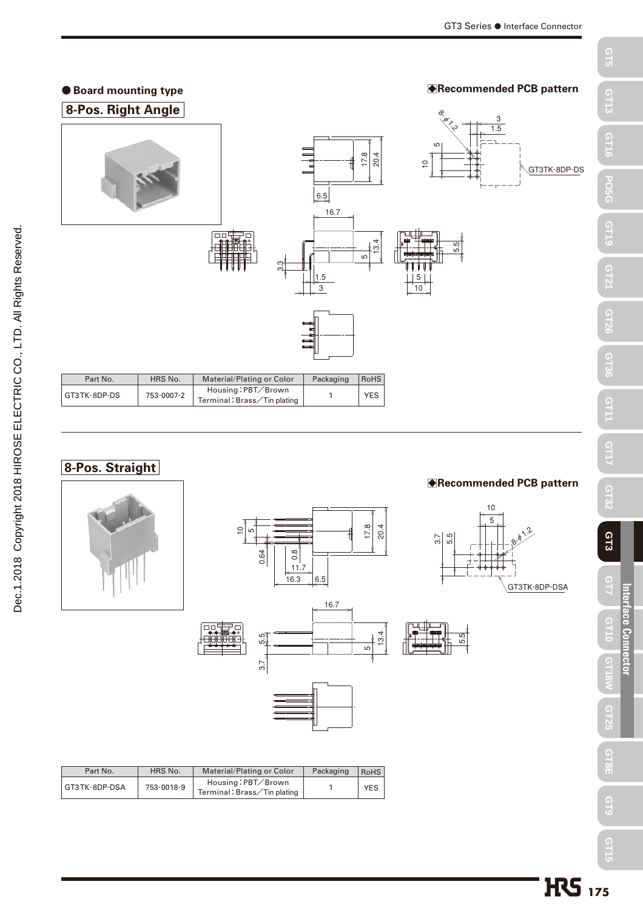## ● Board mounting type

### 8-Pos. Right Angle

◆Recommended PCB pattern

| Part No. | HRS No. | Material/Plating or Color | Packaging | RoHS |
|---|---|---|---|---|
| GT3TK-8DP-DS | 753-0007-2 | Housing：PBT／Brown<br>Terminal：Brass／Tin plating | 1 | YES |

### 8-Pos. Straight

◆Recommended PCB pattern

| Part No. | HRS No. | Material/Plating or Color | Packaging | RoHS |
|---|---|---|---|---|
| GT3TK-8DP-DSA | 753-0018-9 | Housing：PBT／Brown<br>Terminal：Brass／Tin plating | 1 | YES |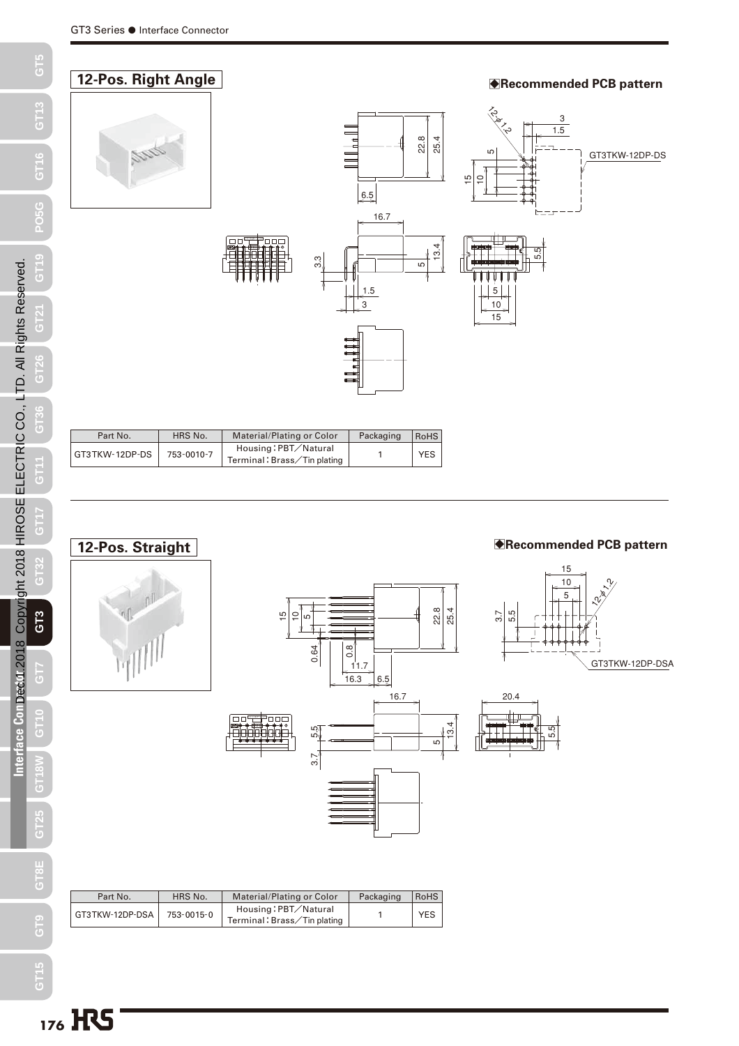## 12-Pos. Right Angle

◆Recommended PCB pattern

| Part No. | HRS No. | Material/Plating or Color | Packaging | RoHS |
| --- | --- | --- | --- | --- |
| GT3TKW-12DP-DS | 753-0010-7 | Housing：PBT／Natural<br>Terminal：Brass／Tin plating | 1 | YES |

## 12-Pos. Straight

◆Recommended PCB pattern

| Part No. | HRS No. | Material/Plating or Color | Packaging | RoHS |
| --- | --- | --- | --- | --- |
| GT3TKW-12DP-DSA | 753-0015-0 | Housing：PBT／Natural<br>Terminal：Brass／Tin plating | 1 | YES |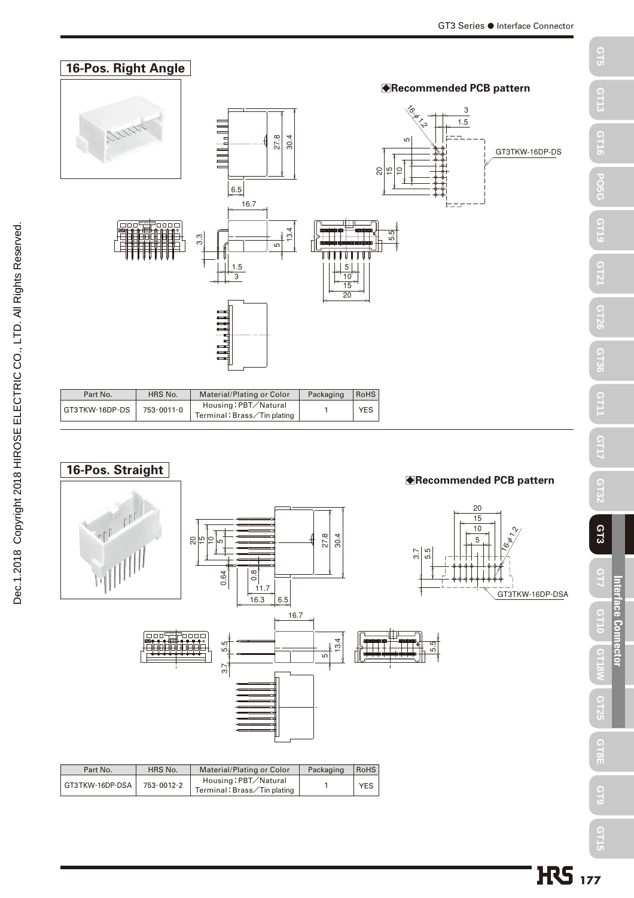## 16-Pos. Right Angle

◆Recommended PCB pattern

| Part No. | HRS No. | Material/Plating or Color | Packaging | RoHS |
|---|---|---|---|---|
| GT3TKW-16DP-DS | 753-0011-0 | Housing：PBT／Natural<br>Terminal：Brass／Tin plating | 1 | YES |

## 16-Pos. Straight

◆Recommended PCB pattern

| Part No. | HRS No. | Material/Plating or Color | Packaging | RoHS |
|---|---|---|---|---|
| GT3TKW-16DP-DSA | 753-0012-2 | Housing：PBT／Natural<br>Terminal：Brass／Tin plating | 1 | YES |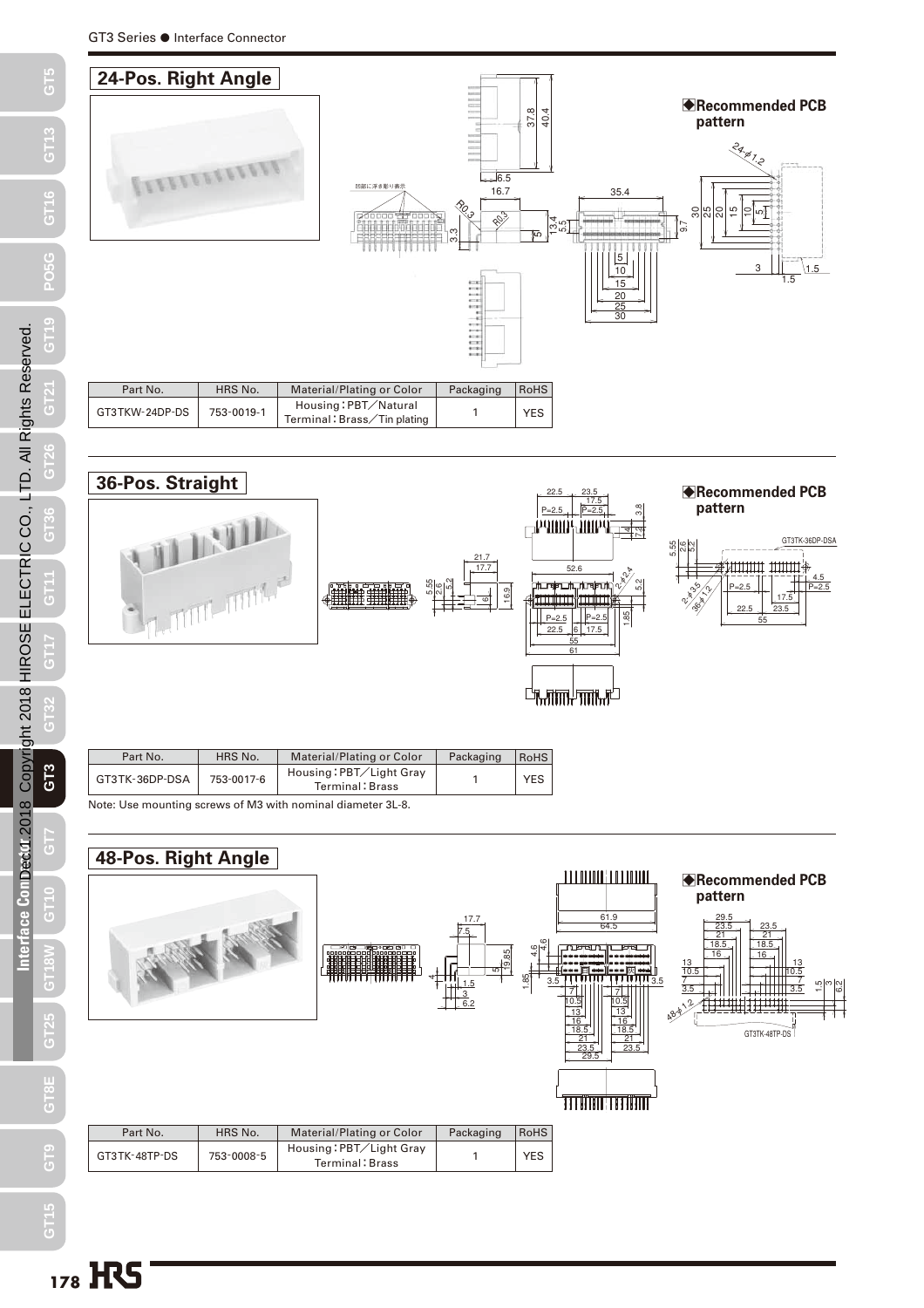## 24-Pos. Right Angle

◆Recommended PCB pattern

| Part No. | HRS No. | Material/Plating or Color | Packaging | RoHS |
|---|---|---|---|---|
| GT3TKW-24DP-DS | 753-0019-1 | Housing：PBT／Natural<br>Terminal：Brass／Tin plating | 1 | YES |

## 36-Pos. Straight

◆Recommended PCB pattern

| Part No. | HRS No. | Material/Plating or Color | Packaging | RoHS |
|---|---|---|---|---|
| GT3TK-36DP-DSA | 753-0017-6 | Housing：PBT／Light Gray<br>Terminal：Brass | 1 | YES |

Note: Use mounting screws of M3 with nominal diameter 3L-8.

## 48-Pos. Right Angle

◆Recommended PCB pattern

| Part No. | HRS No. | Material/Plating or Color | Packaging | RoHS |
|---|---|---|---|---|
| GT3TK-48TP-DS | 753-0008-5 | Housing：PBT／Light Gray<br>Terminal：Brass | 1 | YES |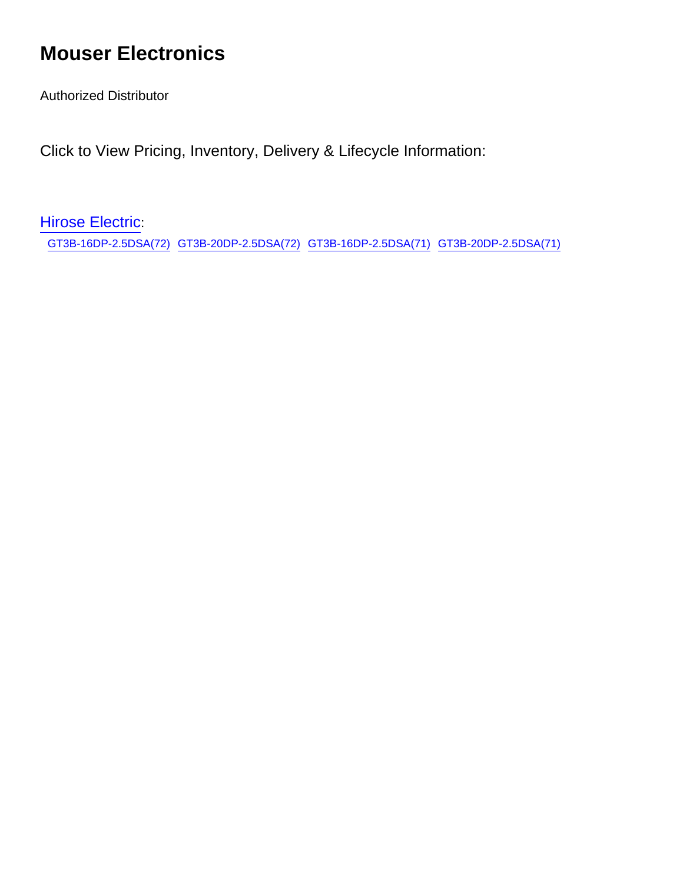# Mouser Electronics

Authorized Distributor

Click to View Pricing, Inventory, Delivery & Lifecycle Information:

Hirose Electric:

GT3B-16DP-2.5DSA(72) GT3B-20DP-2.5DSA(72) GT3B-16DP-2.5DSA(71) GT3B-20DP-2.5DSA(71)